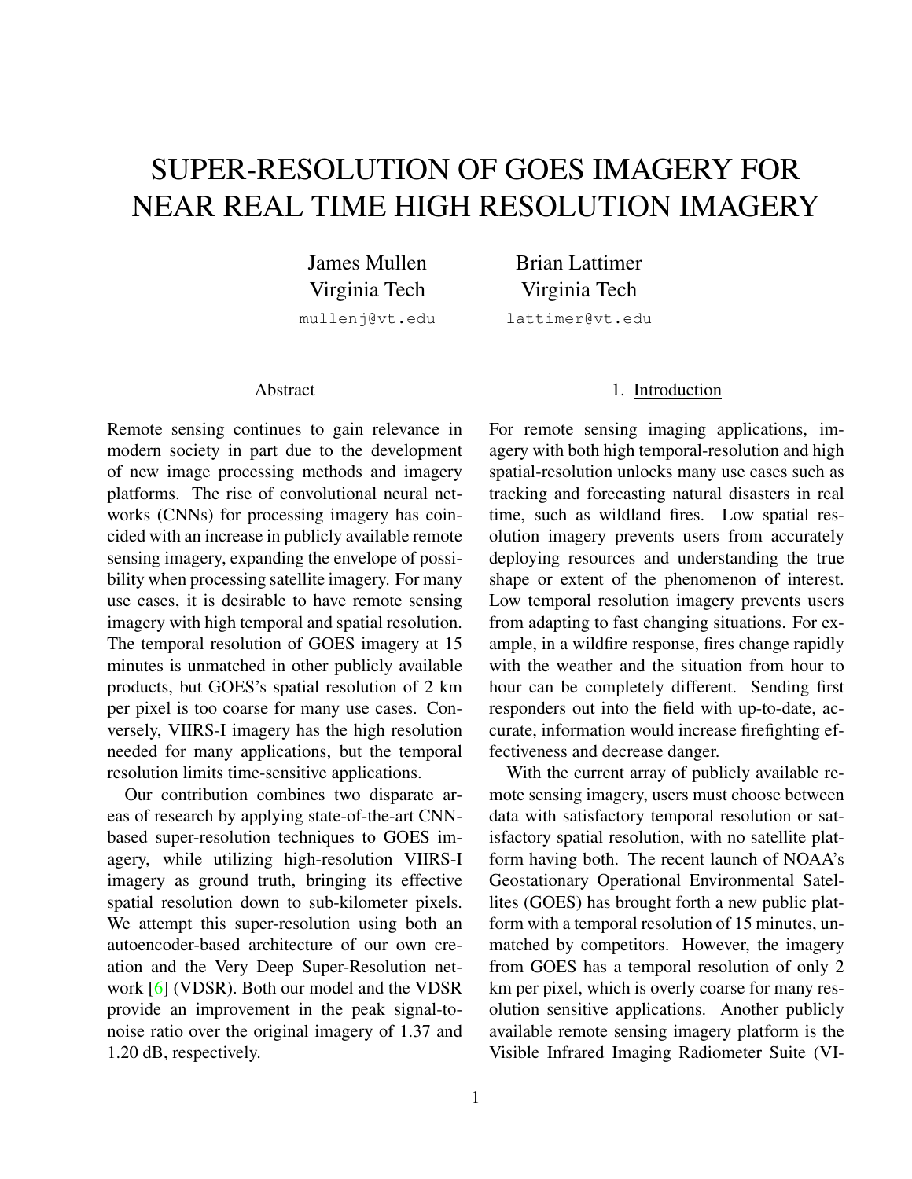# SUPER-RESOLUTION OF GOES IMAGERY FOR NEAR REAL TIME HIGH RESOLUTION IMAGERY

James Mullen
Virginia Tech
mullenj@vt.edu

Brian Lattimer
Virginia Tech
lattimer@vt.edu

## Abstract

Remote sensing continues to gain relevance in modern society in part due to the development of new image processing methods and imagery platforms. The rise of convolutional neural networks (CNNs) for processing imagery has coincided with an increase in publicly available remote sensing imagery, expanding the envelope of possibility when processing satellite imagery. For many use cases, it is desirable to have remote sensing imagery with high temporal and spatial resolution. The temporal resolution of GOES imagery at 15 minutes is unmatched in other publicly available products, but GOES's spatial resolution of 2 km per pixel is too coarse for many use cases. Conversely, VIIRS-I imagery has the high resolution needed for many applications, but the temporal resolution limits time-sensitive applications.

Our contribution combines two disparate areas of research by applying state-of-the-art CNN-based super-resolution techniques to GOES imagery, while utilizing high-resolution VIIRS-I imagery as ground truth, bringing its effective spatial resolution down to sub-kilometer pixels. We attempt this super-resolution using both an autoencoder-based architecture of our own creation and the Very Deep Super-Resolution network [6] (VDSR). Both our model and the VDSR provide an improvement in the peak signal-to-noise ratio over the original imagery of 1.37 and 1.20 dB, respectively.

## 1. Introduction

For remote sensing imaging applications, imagery with both high temporal-resolution and high spatial-resolution unlocks many use cases such as tracking and forecasting natural disasters in real time, such as wildland fires. Low spatial resolution imagery prevents users from accurately deploying resources and understanding the true shape or extent of the phenomenon of interest. Low temporal resolution imagery prevents users from adapting to fast changing situations. For example, in a wildfire response, fires change rapidly with the weather and the situation from hour to hour can be completely different. Sending first responders out into the field with up-to-date, accurate, information would increase firefighting effectiveness and decrease danger.

With the current array of publicly available remote sensing imagery, users must choose between data with satisfactory temporal resolution or satisfactory spatial resolution, with no satellite platform having both. The recent launch of NOAA's Geostationary Operational Environmental Satellites (GOES) has brought forth a new public platform with a temporal resolution of 15 minutes, unmatched by competitors. However, the imagery from GOES has a temporal resolution of only 2 km per pixel, which is overly coarse for many resolution sensitive applications. Another publicly available remote sensing imagery platform is the Visible Infrared Imaging Radiometer Suite (VI-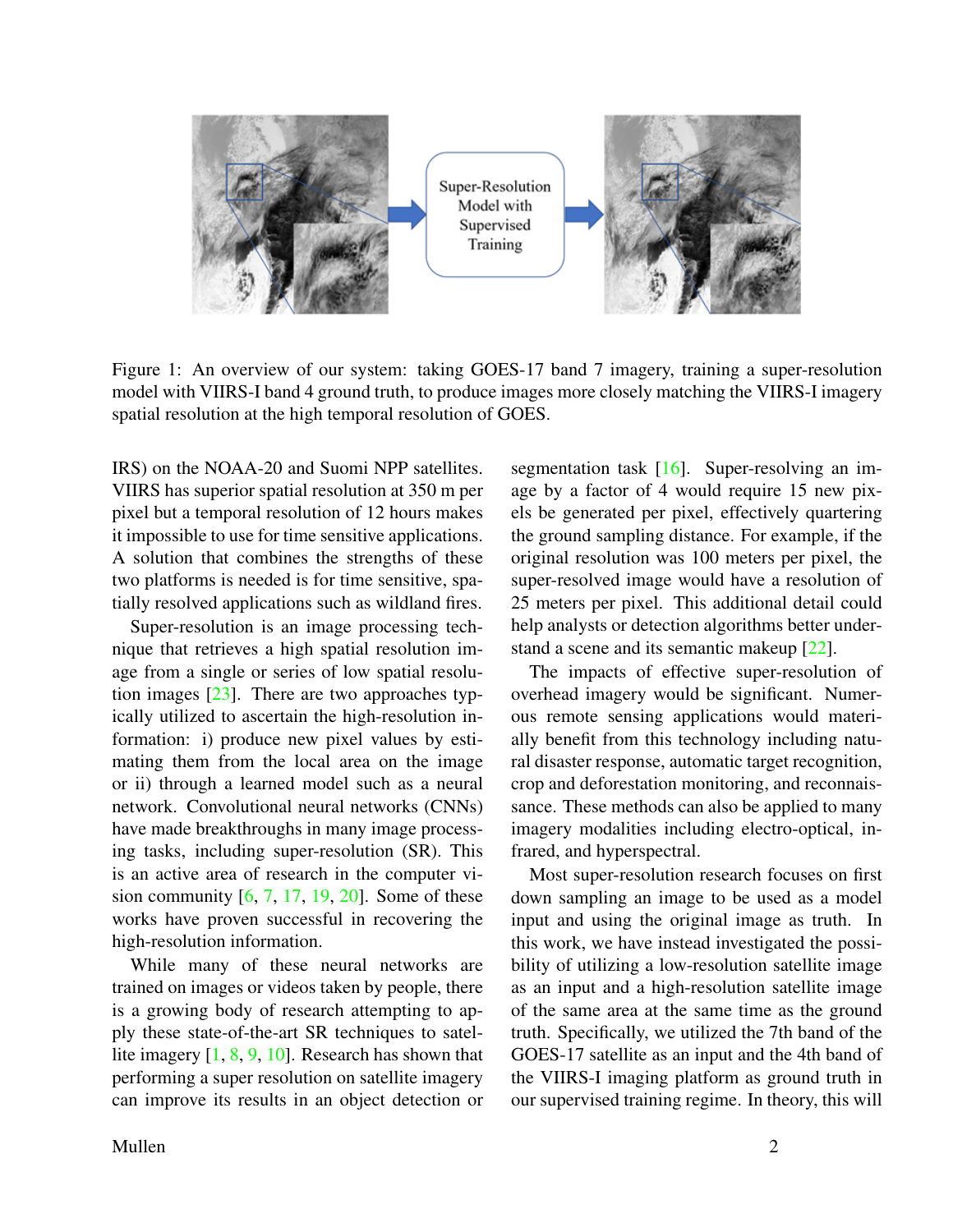Figure 1: An overview of our system: taking GOES-17 band 7 imagery, training a super-resolution model with VIIRS-I band 4 ground truth, to produce images more closely matching the VIIRS-I imagery spatial resolution at the high temporal resolution of GOES.

IRS) on the NOAA-20 and Suomi NPP satellites. VIIRS has superior spatial resolution at 350 m per pixel but a temporal resolution of 12 hours makes it impossible to use for time sensitive applications. A solution that combines the strengths of these two platforms is needed is for time sensitive, spatially resolved applications such as wildland fires.

Super-resolution is an image processing technique that retrieves a high spatial resolution image from a single or series of low spatial resolution images [23]. There are two approaches typically utilized to ascertain the high-resolution information: i) produce new pixel values by estimating them from the local area on the image or ii) through a learned model such as a neural network. Convolutional neural networks (CNNs) have made breakthroughs in many image processing tasks, including super-resolution (SR). This is an active area of research in the computer vision community [6, 7, 17, 19, 20]. Some of these works have proven successful in recovering the high-resolution information.

While many of these neural networks are trained on images or videos taken by people, there is a growing body of research attempting to apply these state-of-the-art SR techniques to satellite imagery [1, 8, 9, 10]. Research has shown that performing a super resolution on satellite imagery can improve its results in an object detection or segmentation task [16]. Super-resolving an image by a factor of 4 would require 15 new pixels be generated per pixel, effectively quartering the ground sampling distance. For example, if the original resolution was 100 meters per pixel, the super-resolved image would have a resolution of 25 meters per pixel. This additional detail could help analysts or detection algorithms better understand a scene and its semantic makeup [22].

The impacts of effective super-resolution of overhead imagery would be significant. Numerous remote sensing applications would materially benefit from this technology including natural disaster response, automatic target recognition, crop and deforestation monitoring, and reconnaissance. These methods can also be applied to many imagery modalities including electro-optical, infrared, and hyperspectral.

Most super-resolution research focuses on first down sampling an image to be used as a model input and using the original image as truth. In this work, we have instead investigated the possibility of utilizing a low-resolution satellite image as an input and a high-resolution satellite image of the same area at the same time as the ground truth. Specifically, we utilized the 7th band of the GOES-17 satellite as an input and the 4th band of the VIIRS-I imaging platform as ground truth in our supervised training regime. In theory, this will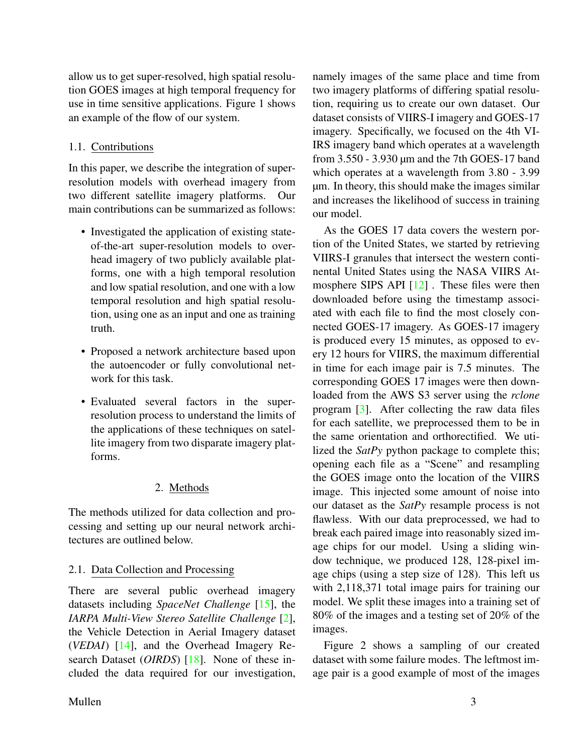allow us to get super-resolved, high spatial resolution GOES images at high temporal frequency for use in time sensitive applications. Figure 1 shows an example of the flow of our system.

### 1.1. Contributions

In this paper, we describe the integration of super-resolution models with overhead imagery from two different satellite imagery platforms. Our main contributions can be summarized as follows:

- Investigated the application of existing state-of-the-art super-resolution models to overhead imagery of two publicly available platforms, one with a high temporal resolution and low spatial resolution, and one with a low temporal resolution and high spatial resolution, using one as an input and one as training truth.
- Proposed a network architecture based upon the autoencoder or fully convolutional network for this task.
- Evaluated several factors in the super-resolution process to understand the limits of the applications of these techniques on satellite imagery from two disparate imagery platforms.

## 2. Methods

The methods utilized for data collection and processing and setting up our neural network architectures are outlined below.

### 2.1. Data Collection and Processing

There are several public overhead imagery datasets including *SpaceNet Challenge* [15], the *IARPA Multi-View Stereo Satellite Challenge* [2], the Vehicle Detection in Aerial Imagery dataset (*VEDAI*) [14], and the Overhead Imagery Research Dataset (*OIRDS*) [18]. None of these included the data required for our investigation, namely images of the same place and time from two imagery platforms of differing spatial resolution, requiring us to create our own dataset. Our dataset consists of VIIRS-I imagery and GOES-17 imagery. Specifically, we focused on the 4th VIIRS imagery band which operates at a wavelength from 3.550 - 3.930 µm and the 7th GOES-17 band which operates at a wavelength from 3.80 - 3.99 µm. In theory, this should make the images similar and increases the likelihood of success in training our model.

As the GOES 17 data covers the western portion of the United States, we started by retrieving VIIRS-I granules that intersect the western continental United States using the NASA VIIRS Atmosphere SIPS API [12] . These files were then downloaded before using the timestamp associated with each file to find the most closely connected GOES-17 imagery. As GOES-17 imagery is produced every 15 minutes, as opposed to every 12 hours for VIIRS, the maximum differential in time for each image pair is 7.5 minutes. The corresponding GOES 17 images were then downloaded from the AWS S3 server using the *rclone* program [3]. After collecting the raw data files for each satellite, we preprocessed them to be in the same orientation and orthorectified. We utilized the *SatPy* python package to complete this; opening each file as a "Scene" and resampling the GOES image onto the location of the VIIRS image. This injected some amount of noise into our dataset as the *SatPy* resample process is not flawless. With our data preprocessed, we had to break each paired image into reasonably sized image chips for our model. Using a sliding window technique, we produced 128, 128-pixel image chips (using a step size of 128). This left us with 2,118,371 total image pairs for training our model. We split these images into a training set of 80% of the images and a testing set of 20% of the images.

Figure 2 shows a sampling of our created dataset with some failure modes. The leftmost image pair is a good example of most of the images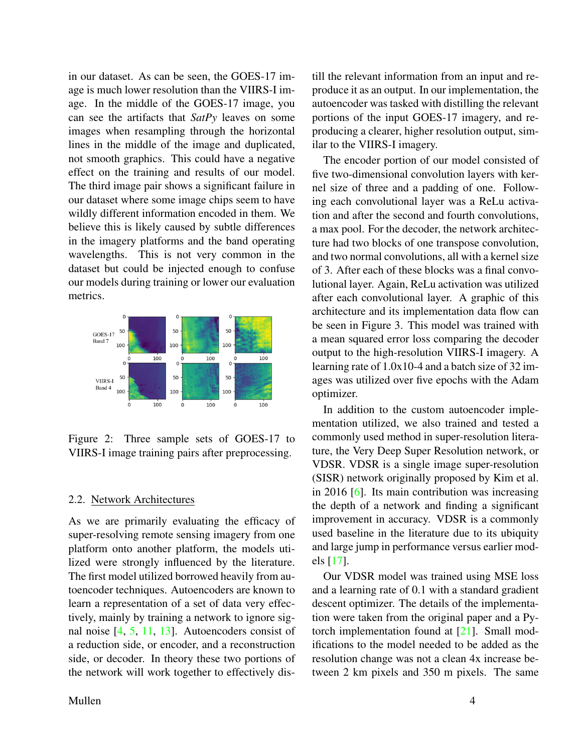in our dataset. As can be seen, the GOES-17 image is much lower resolution than the VIIRS-I image. In the middle of the GOES-17 image, you can see the artifacts that *SatPy* leaves on some images when resampling through the horizontal lines in the middle of the image and duplicated, not smooth graphics. This could have a negative effect on the training and results of our model. The third image pair shows a significant failure in our dataset where some image chips seem to have wildly different information encoded in them. We believe this is likely caused by subtle differences in the imagery platforms and the band operating wavelengths. This is not very common in the dataset but could be injected enough to confuse our models during training or lower our evaluation metrics.

Figure 2: Three sample sets of GOES-17 to VIIRS-I image training pairs after preprocessing.

## 2.2. Network Architectures

As we are primarily evaluating the efficacy of super-resolving remote sensing imagery from one platform onto another platform, the models utilized were strongly influenced by the literature. The first model utilized borrowed heavily from autoencoder techniques. Autoencoders are known to learn a representation of a set of data very effectively, mainly by training a network to ignore signal noise [4, 5, 11, 13]. Autoencoders consist of a reduction side, or encoder, and a reconstruction side, or decoder. In theory these two portions of the network will work together to effectively distill the relevant information from an input and reproduce it as an output. In our implementation, the autoencoder was tasked with distilling the relevant portions of the input GOES-17 imagery, and reproducing a clearer, higher resolution output, similar to the VIIRS-I imagery.

The encoder portion of our model consisted of five two-dimensional convolution layers with kernel size of three and a padding of one. Following each convolutional layer was a ReLu activation and after the second and fourth convolutions, a max pool. For the decoder, the network architecture had two blocks of one transpose convolution, and two normal convolutions, all with a kernel size of 3. After each of these blocks was a final convolutional layer. Again, ReLu activation was utilized after each convolutional layer. A graphic of this architecture and its implementation data flow can be seen in Figure 3. This model was trained with a mean squared error loss comparing the decoder output to the high-resolution VIIRS-I imagery. A learning rate of 1.0x10-4 and a batch size of 32 images was utilized over five epochs with the Adam optimizer.

In addition to the custom autoencoder implementation utilized, we also trained and tested a commonly used method in super-resolution literature, the Very Deep Super Resolution network, or VDSR. VDSR is a single image super-resolution (SISR) network originally proposed by Kim et al. in 2016 [6]. Its main contribution was increasing the depth of a network and finding a significant improvement in accuracy. VDSR is a commonly used baseline in the literature due to its ubiquity and large jump in performance versus earlier models [17].

Our VDSR model was trained using MSE loss and a learning rate of 0.1 with a standard gradient descent optimizer. The details of the implementation were taken from the original paper and a Pytorch implementation found at [21]. Small modifications to the model needed to be added as the resolution change was not a clean 4x increase between 2 km pixels and 350 m pixels. The same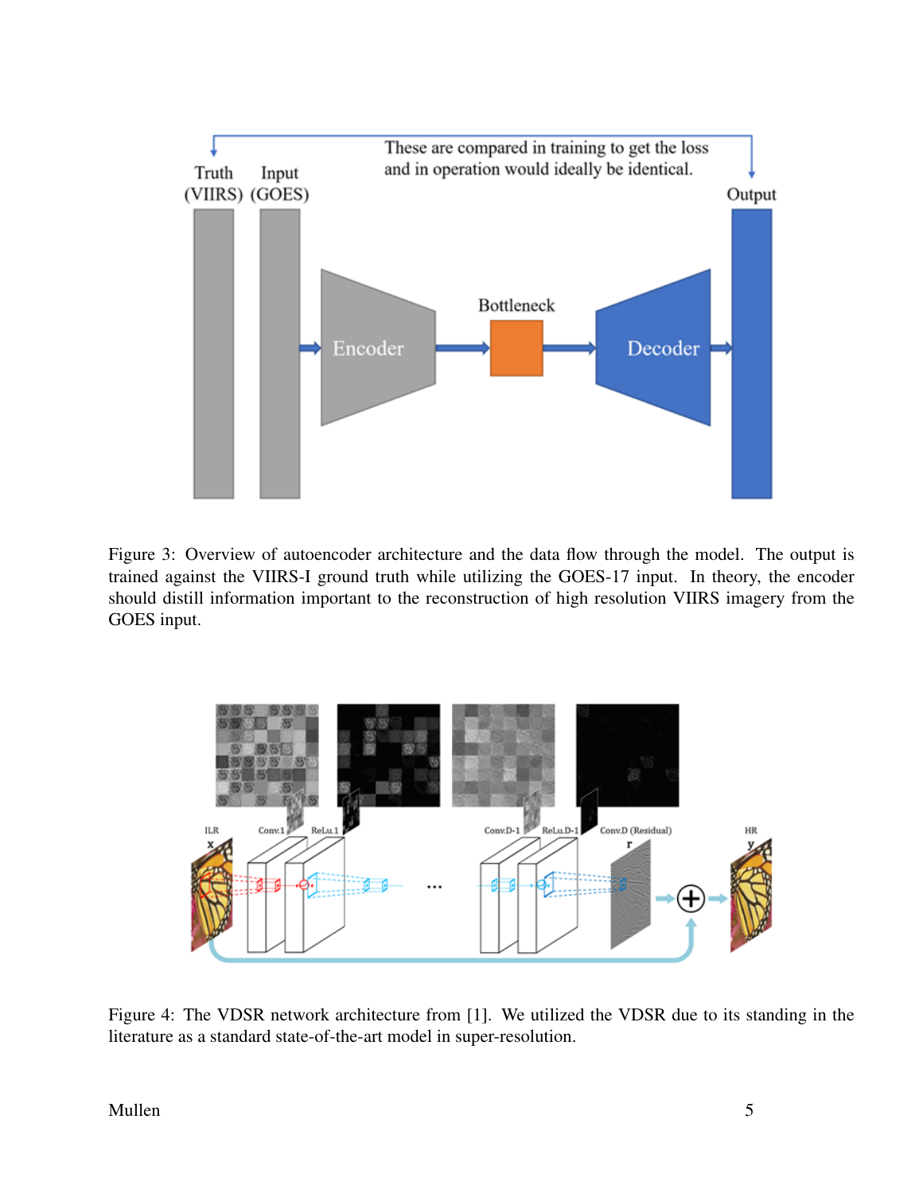Figure 3: Overview of autoencoder architecture and the data flow through the model. The output is trained against the VIIRS-I ground truth while utilizing the GOES-17 input. In theory, the encoder should distill information important to the reconstruction of high resolution VIIRS imagery from the GOES input.

Figure 4: The VDSR network architecture from [1]. We utilized the VDSR due to its standing in the literature as a standard state-of-the-art model in super-resolution.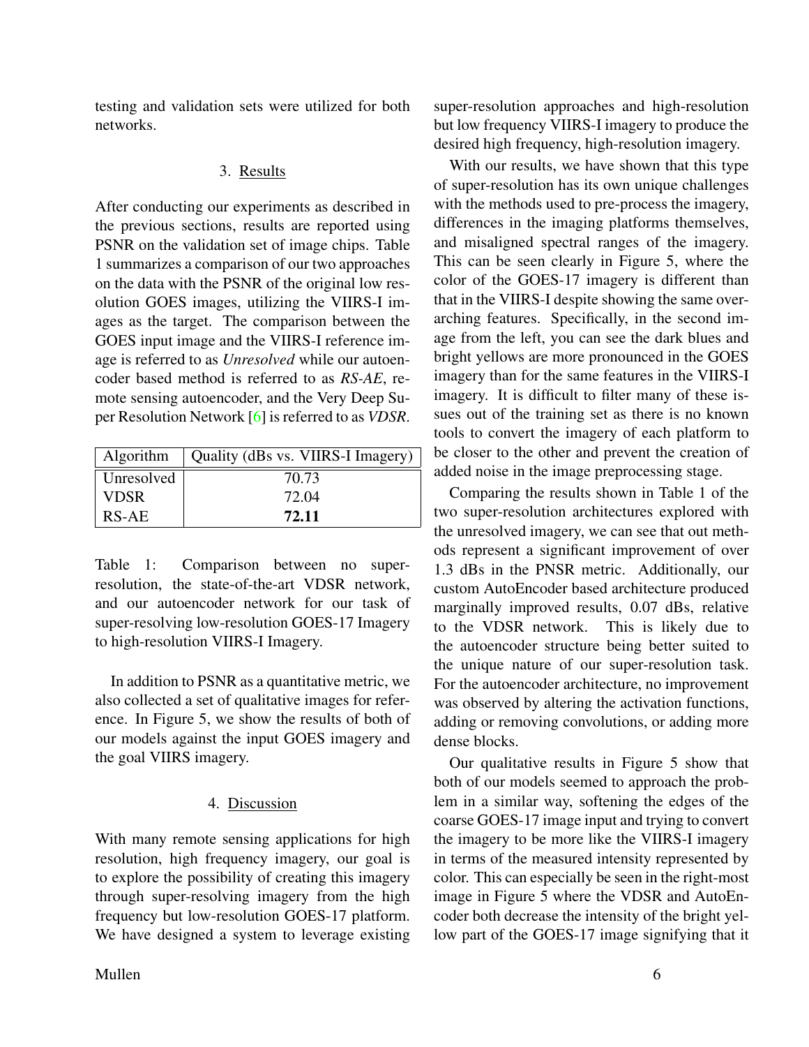testing and validation sets were utilized for both networks.

## 3. Results

After conducting our experiments as described in the previous sections, results are reported using PSNR on the validation set of image chips. Table 1 summarizes a comparison of our two approaches on the data with the PSNR of the original low resolution GOES images, utilizing the VIIRS-I images as the target. The comparison between the GOES input image and the VIIRS-I reference image is referred to as *Unresolved* while our autoencoder based method is referred to as *RS-AE*, remote sensing autoencoder, and the Very Deep Super Resolution Network [6] is referred to as *VDSR*.

| Algorithm | Quality (dBs vs. VIIRS-I Imagery) |
|---|---|
| Unresolved | 70.73 |
| VDSR | 72.04 |
| RS-AE | **72.11** |

Table 1: Comparison between no super-resolution, the state-of-the-art VDSR network, and our autoencoder network for our task of super-resolving low-resolution GOES-17 Imagery to high-resolution VIIRS-I Imagery.

In addition to PSNR as a quantitative metric, we also collected a set of qualitative images for reference. In Figure 5, we show the results of both of our models against the input GOES imagery and the goal VIIRS imagery.

## 4. Discussion

With many remote sensing applications for high resolution, high frequency imagery, our goal is to explore the possibility of creating this imagery through super-resolving imagery from the high frequency but low-resolution GOES-17 platform. We have designed a system to leverage existing super-resolution approaches and high-resolution but low frequency VIIRS-I imagery to produce the desired high frequency, high-resolution imagery.

With our results, we have shown that this type of super-resolution has its own unique challenges with the methods used to pre-process the imagery, differences in the imaging platforms themselves, and misaligned spectral ranges of the imagery. This can be seen clearly in Figure 5, where the color of the GOES-17 imagery is different than that in the VIIRS-I despite showing the same overarching features. Specifically, in the second image from the left, you can see the dark blues and bright yellows are more pronounced in the GOES imagery than for the same features in the VIIRS-I imagery. It is difficult to filter many of these issues out of the training set as there is no known tools to convert the imagery of each platform to be closer to the other and prevent the creation of added noise in the image preprocessing stage.

Comparing the results shown in Table 1 of the two super-resolution architectures explored with the unresolved imagery, we can see that out methods represent a significant improvement of over 1.3 dBs in the PNSR metric. Additionally, our custom AutoEncoder based architecture produced marginally improved results, 0.07 dBs, relative to the VDSR network. This is likely due to the autoencoder structure being better suited to the unique nature of our super-resolution task. For the autoencoder architecture, no improvement was observed by altering the activation functions, adding or removing convolutions, or adding more dense blocks.

Our qualitative results in Figure 5 show that both of our models seemed to approach the problem in a similar way, softening the edges of the coarse GOES-17 image input and trying to convert the imagery to be more like the VIIRS-I imagery in terms of the measured intensity represented by color. This can especially be seen in the right-most image in Figure 5 where the VDSR and AutoEncoder both decrease the intensity of the bright yellow part of the GOES-17 image signifying that it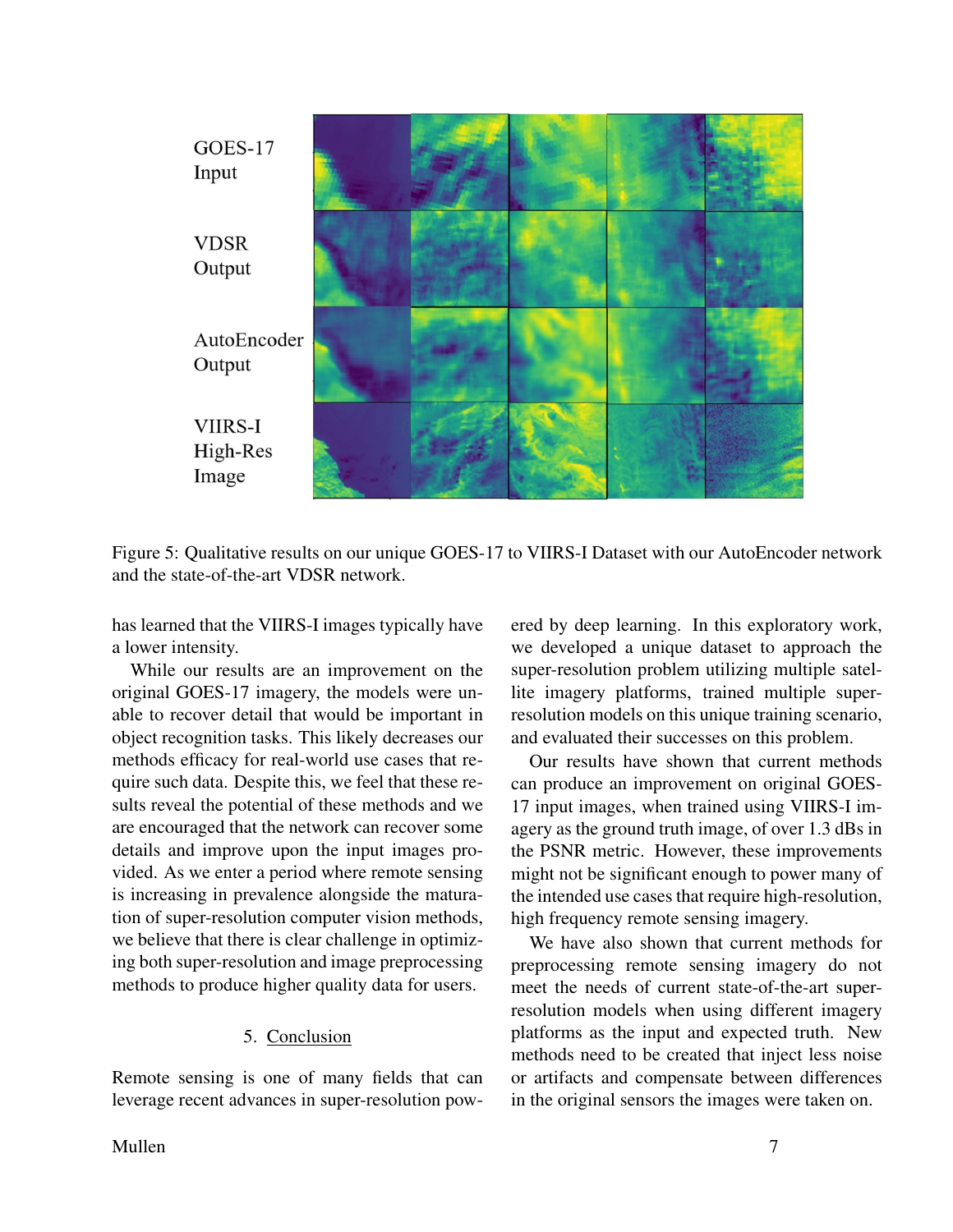Figure 5: Qualitative results on our unique GOES-17 to VIIRS-I Dataset with our AutoEncoder network and the state-of-the-art VDSR network.

has learned that the VIIRS-I images typically have a lower intensity.

While our results are an improvement on the original GOES-17 imagery, the models were unable to recover detail that would be important in object recognition tasks. This likely decreases our methods efficacy for real-world use cases that require such data. Despite this, we feel that these results reveal the potential of these methods and we are encouraged that the network can recover some details and improve upon the input images provided. As we enter a period where remote sensing is increasing in prevalence alongside the maturation of super-resolution computer vision methods, we believe that there is clear challenge in optimizing both super-resolution and image preprocessing methods to produce higher quality data for users.

## 5. Conclusion

Remote sensing is one of many fields that can leverage recent advances in super-resolution powered by deep learning. In this exploratory work, we developed a unique dataset to approach the super-resolution problem utilizing multiple satellite imagery platforms, trained multiple super-resolution models on this unique training scenario, and evaluated their successes on this problem.

Our results have shown that current methods can produce an improvement on original GOES-17 input images, when trained using VIIRS-I imagery as the ground truth image, of over 1.3 dBs in the PSNR metric. However, these improvements might not be significant enough to power many of the intended use cases that require high-resolution, high frequency remote sensing imagery.

We have also shown that current methods for preprocessing remote sensing imagery do not meet the needs of current state-of-the-art super-resolution models when using different imagery platforms as the input and expected truth. New methods need to be created that inject less noise or artifacts and compensate between differences in the original sensors the images were taken on.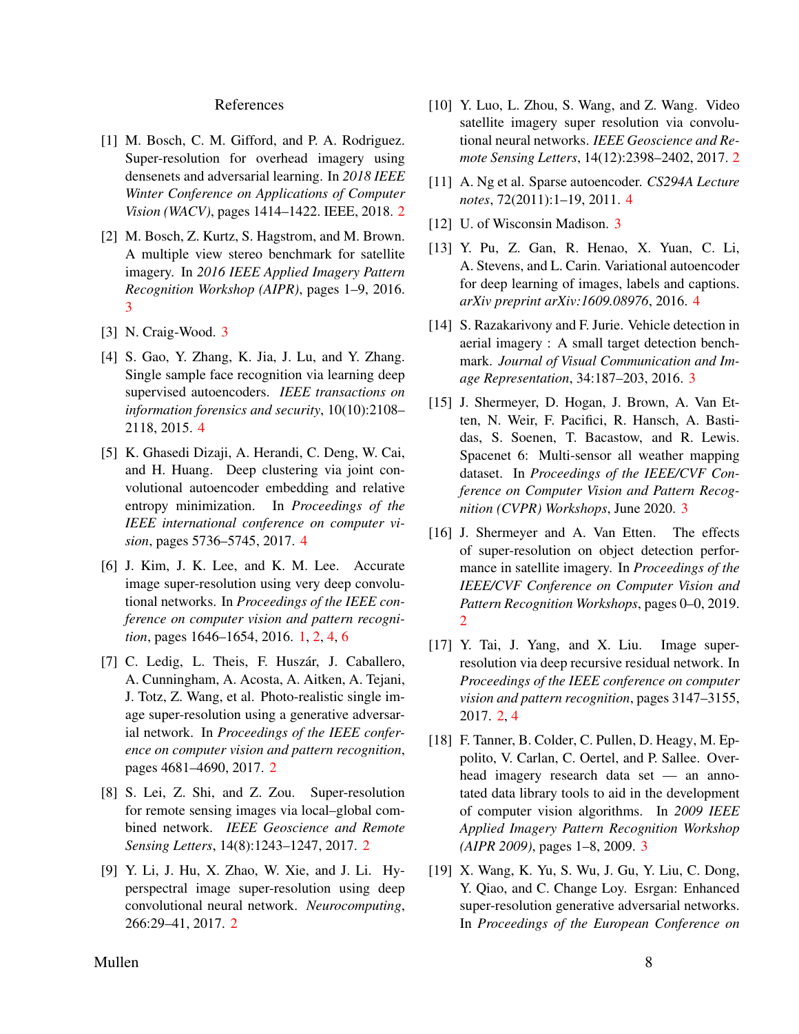## References

[1] M. Bosch, C. M. Gifford, and P. A. Rodriguez. Super-resolution for overhead imagery using densenets and adversarial learning. In *2018 IEEE Winter Conference on Applications of Computer Vision (WACV)*, pages 1414–1422. IEEE, 2018. 2

[2] M. Bosch, Z. Kurtz, S. Hagstrom, and M. Brown. A multiple view stereo benchmark for satellite imagery. In *2016 IEEE Applied Imagery Pattern Recognition Workshop (AIPR)*, pages 1–9, 2016. 3

[3] N. Craig-Wood. 3

[4] S. Gao, Y. Zhang, K. Jia, J. Lu, and Y. Zhang. Single sample face recognition via learning deep supervised autoencoders. *IEEE transactions on information forensics and security*, 10(10):2108–2118, 2015. 4

[5] K. Ghasedi Dizaji, A. Herandi, C. Deng, W. Cai, and H. Huang. Deep clustering via joint convolutional autoencoder embedding and relative entropy minimization. In *Proceedings of the IEEE international conference on computer vision*, pages 5736–5745, 2017. 4

[6] J. Kim, J. K. Lee, and K. M. Lee. Accurate image super-resolution using very deep convolutional networks. In *Proceedings of the IEEE conference on computer vision and pattern recognition*, pages 1646–1654, 2016. 1, 2, 4, 6

[7] C. Ledig, L. Theis, F. Huszár, J. Caballero, A. Cunningham, A. Acosta, A. Aitken, A. Tejani, J. Totz, Z. Wang, et al. Photo-realistic single image super-resolution using a generative adversarial network. In *Proceedings of the IEEE conference on computer vision and pattern recognition*, pages 4681–4690, 2017. 2

[8] S. Lei, Z. Shi, and Z. Zou. Super-resolution for remote sensing images via local–global combined network. *IEEE Geoscience and Remote Sensing Letters*, 14(8):1243–1247, 2017. 2

[9] Y. Li, J. Hu, X. Zhao, W. Xie, and J. Li. Hyperspectral image super-resolution using deep convolutional neural network. *Neurocomputing*, 266:29–41, 2017. 2

[10] Y. Luo, L. Zhou, S. Wang, and Z. Wang. Video satellite imagery super resolution via convolutional neural networks. *IEEE Geoscience and Remote Sensing Letters*, 14(12):2398–2402, 2017. 2

[11] A. Ng et al. Sparse autoencoder. *CS294A Lecture notes*, 72(2011):1–19, 2011. 4

[12] U. of Wisconsin Madison. 3

[13] Y. Pu, Z. Gan, R. Henao, X. Yuan, C. Li, A. Stevens, and L. Carin. Variational autoencoder for deep learning of images, labels and captions. *arXiv preprint arXiv:1609.08976*, 2016. 4

[14] S. Razakarivony and F. Jurie. Vehicle detection in aerial imagery : A small target detection benchmark. *Journal of Visual Communication and Image Representation*, 34:187–203, 2016. 3

[15] J. Shermeyer, D. Hogan, J. Brown, A. Van Etten, N. Weir, F. Pacifici, R. Hansch, A. Bastidas, S. Soenen, T. Bacastow, and R. Lewis. Spacenet 6: Multi-sensor all weather mapping dataset. In *Proceedings of the IEEE/CVF Conference on Computer Vision and Pattern Recognition (CVPR) Workshops*, June 2020. 3

[16] J. Shermeyer and A. Van Etten. The effects of super-resolution on object detection performance in satellite imagery. In *Proceedings of the IEEE/CVF Conference on Computer Vision and Pattern Recognition Workshops*, pages 0–0, 2019. 2

[17] Y. Tai, J. Yang, and X. Liu. Image super-resolution via deep recursive residual network. In *Proceedings of the IEEE conference on computer vision and pattern recognition*, pages 3147–3155, 2017. 2, 4

[18] F. Tanner, B. Colder, C. Pullen, D. Heagy, M. Eppolito, V. Carlan, C. Oertel, and P. Sallee. Overhead imagery research data set — an annotated data library tools to aid in the development of computer vision algorithms. In *2009 IEEE Applied Imagery Pattern Recognition Workshop (AIPR 2009)*, pages 1–8, 2009. 3

[19] X. Wang, K. Yu, S. Wu, J. Gu, Y. Liu, C. Dong, Y. Qiao, and C. Change Loy. Esrgan: Enhanced super-resolution generative adversarial networks. In *Proceedings of the European Conference on*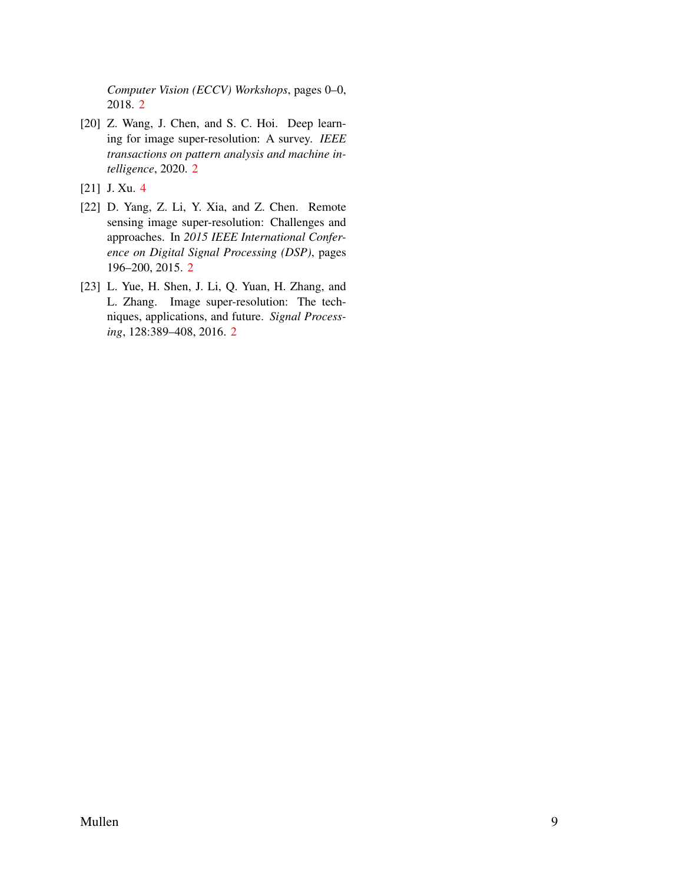*Computer Vision (ECCV) Workshops*, pages 0–0, 2018. 2

[20] Z. Wang, J. Chen, and S. C. Hoi. Deep learning for image super-resolution: A survey. *IEEE transactions on pattern analysis and machine intelligence*, 2020. 2

[21] J. Xu. 4

[22] D. Yang, Z. Li, Y. Xia, and Z. Chen. Remote sensing image super-resolution: Challenges and approaches. In *2015 IEEE International Conference on Digital Signal Processing (DSP)*, pages 196–200, 2015. 2

[23] L. Yue, H. Shen, J. Li, Q. Yuan, H. Zhang, and L. Zhang. Image super-resolution: The techniques, applications, and future. *Signal Processing*, 128:389–408, 2016. 2